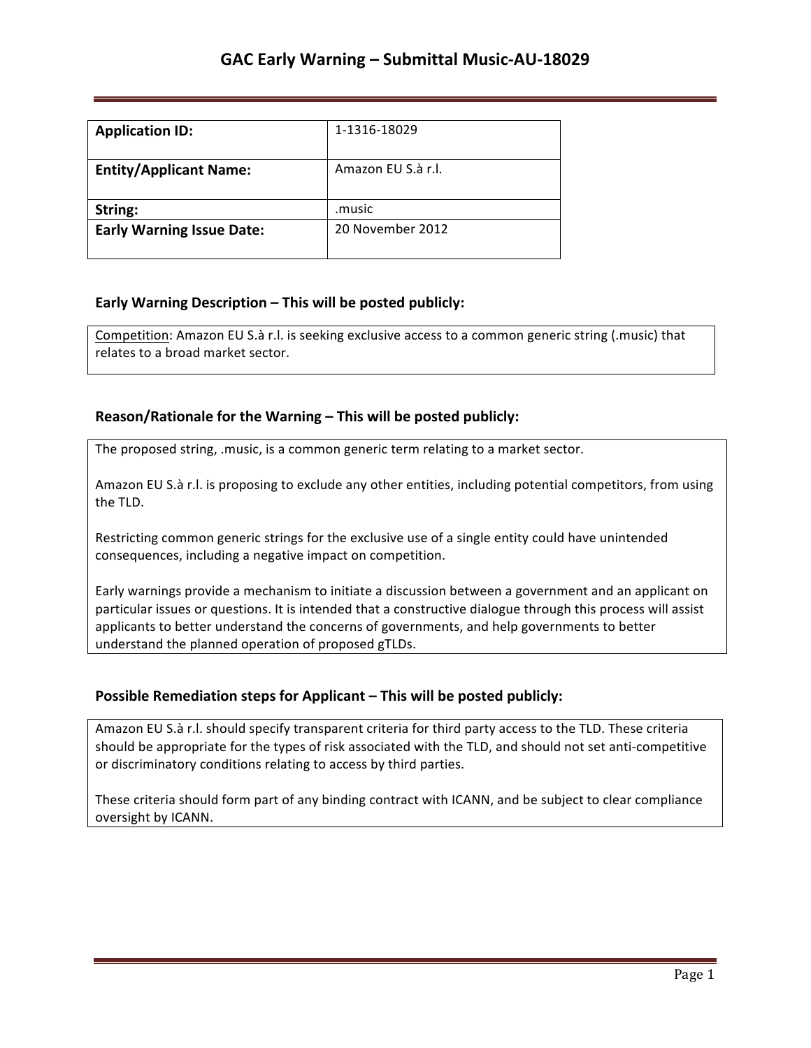# GAC Early Warning – Submittal Music-AU-18029

| Application ID: | 1-1316-18029 |
|---|---|
| Entity/Applicant Name: | Amazon EU S.à r.l. |
| String: | .music |
| Early Warning Issue Date: | 20 November 2012 |

## Early Warning Description – This will be posted publicly:

Competition: Amazon EU S.à r.l. is seeking exclusive access to a common generic string (.music) that relates to a broad market sector.

## Reason/Rationale for the Warning – This will be posted publicly:

The proposed string, .music, is a common generic term relating to a market sector.

Amazon EU S.à r.l. is proposing to exclude any other entities, including potential competitors, from using the TLD.

Restricting common generic strings for the exclusive use of a single entity could have unintended consequences, including a negative impact on competition.

Early warnings provide a mechanism to initiate a discussion between a government and an applicant on particular issues or questions. It is intended that a constructive dialogue through this process will assist applicants to better understand the concerns of governments, and help governments to better understand the planned operation of proposed gTLDs.

## Possible Remediation steps for Applicant – This will be posted publicly:

Amazon EU S.à r.l. should specify transparent criteria for third party access to the TLD. These criteria should be appropriate for the types of risk associated with the TLD, and should not set anti-competitive or discriminatory conditions relating to access by third parties.

These criteria should form part of any binding contract with ICANN, and be subject to clear compliance oversight by ICANN.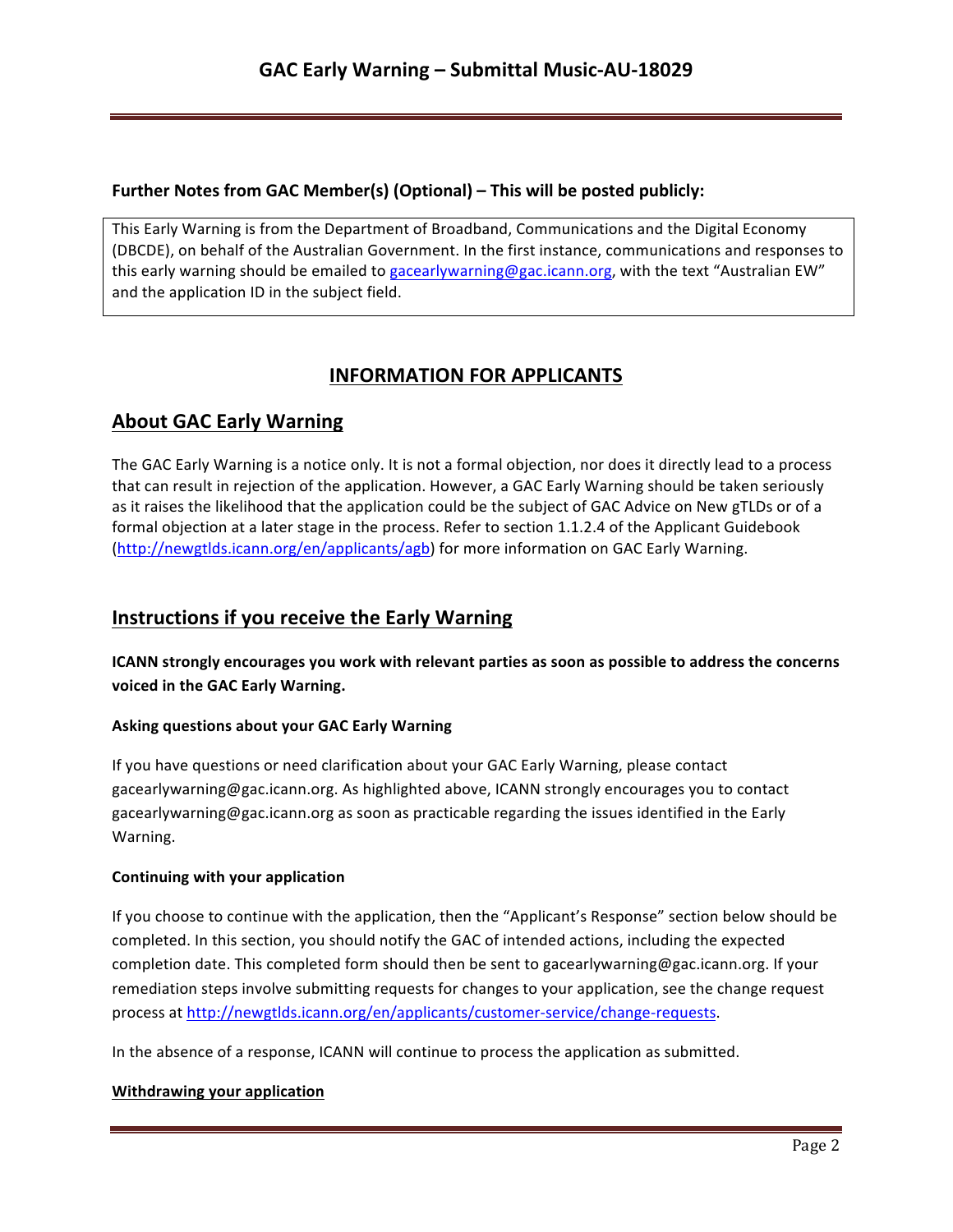**Further Notes from GAC Member(s) (Optional) – This will be posted publicly:**

This Early Warning is from the Department of Broadband, Communications and the Digital Economy (DBCDE), on behalf of the Australian Government. In the first instance, communications and responses to this early warning should be emailed to gacearlywarning@gac.icann.org, with the text "Australian EW" and the application ID in the subject field.

# INFORMATION FOR APPLICANTS

## About GAC Early Warning

The GAC Early Warning is a notice only. It is not a formal objection, nor does it directly lead to a process that can result in rejection of the application. However, a GAC Early Warning should be taken seriously as it raises the likelihood that the application could be the subject of GAC Advice on New gTLDs or of a formal objection at a later stage in the process. Refer to section 1.1.2.4 of the Applicant Guidebook (http://newgtlds.icann.org/en/applicants/agb) for more information on GAC Early Warning.

## Instructions if you receive the Early Warning

**ICANN strongly encourages you work with relevant parties as soon as possible to address the concerns voiced in the GAC Early Warning.**

### Asking questions about your GAC Early Warning

If you have questions or need clarification about your GAC Early Warning, please contact gacearlywarning@gac.icann.org. As highlighted above, ICANN strongly encourages you to contact gacearlywarning@gac.icann.org as soon as practicable regarding the issues identified in the Early Warning.

### Continuing with your application

If you choose to continue with the application, then the "Applicant's Response" section below should be completed. In this section, you should notify the GAC of intended actions, including the expected completion date. This completed form should then be sent to gacearlywarning@gac.icann.org. If your remediation steps involve submitting requests for changes to your application, see the change request process at http://newgtlds.icann.org/en/applicants/customer-service/change-requests.

In the absence of a response, ICANN will continue to process the application as submitted.

### Withdrawing your application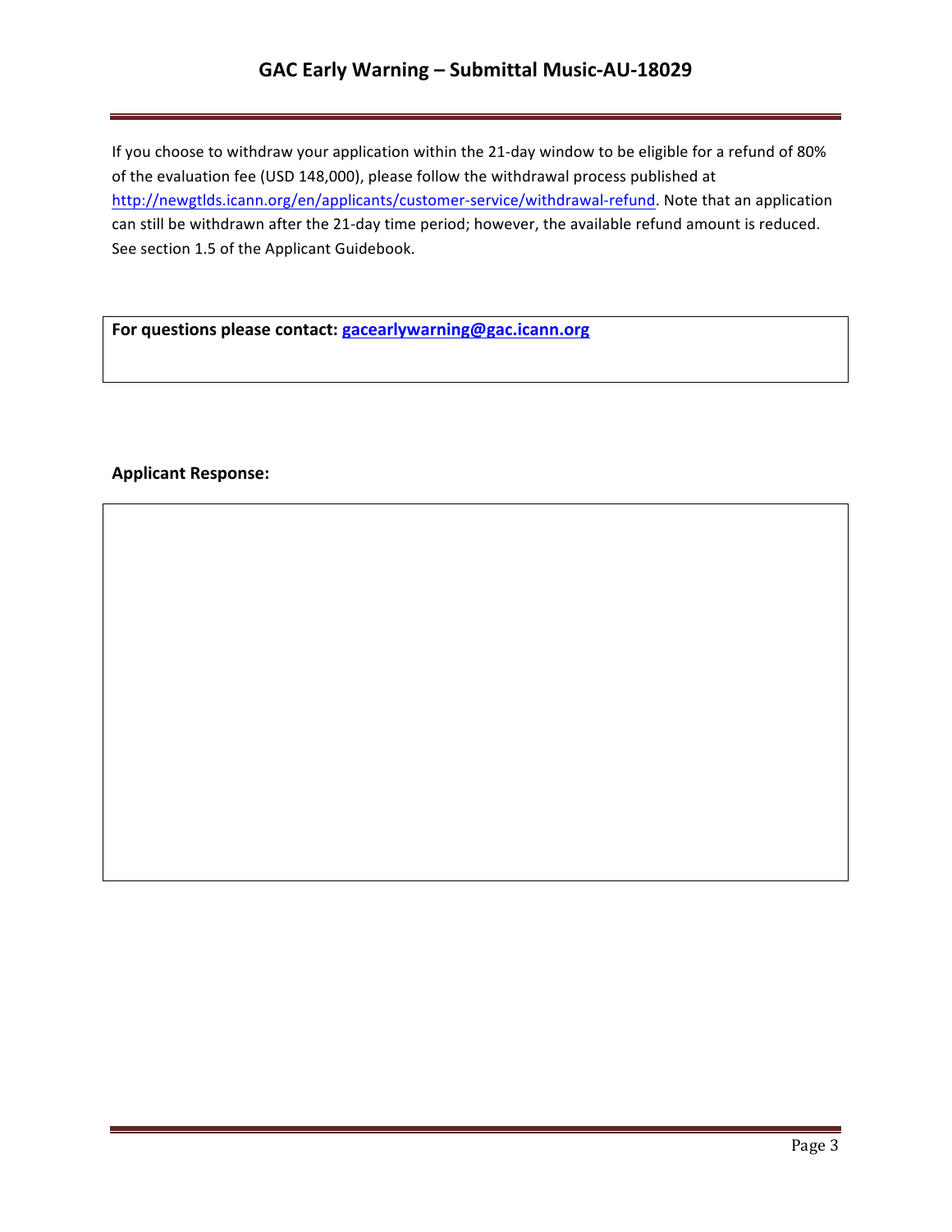If you choose to withdraw your application within the 21-day window to be eligible for a refund of 80% of the evaluation fee (USD 148,000), please follow the withdrawal process published at http://newgtlds.icann.org/en/applicants/customer-service/withdrawal-refund. Note that an application can still be withdrawn after the 21-day time period; however, the available refund amount is reduced. See section 1.5 of the Applicant Guidebook.

**For questions please contact: gacearlywarning@gac.icann.org**

**Applicant Response:**